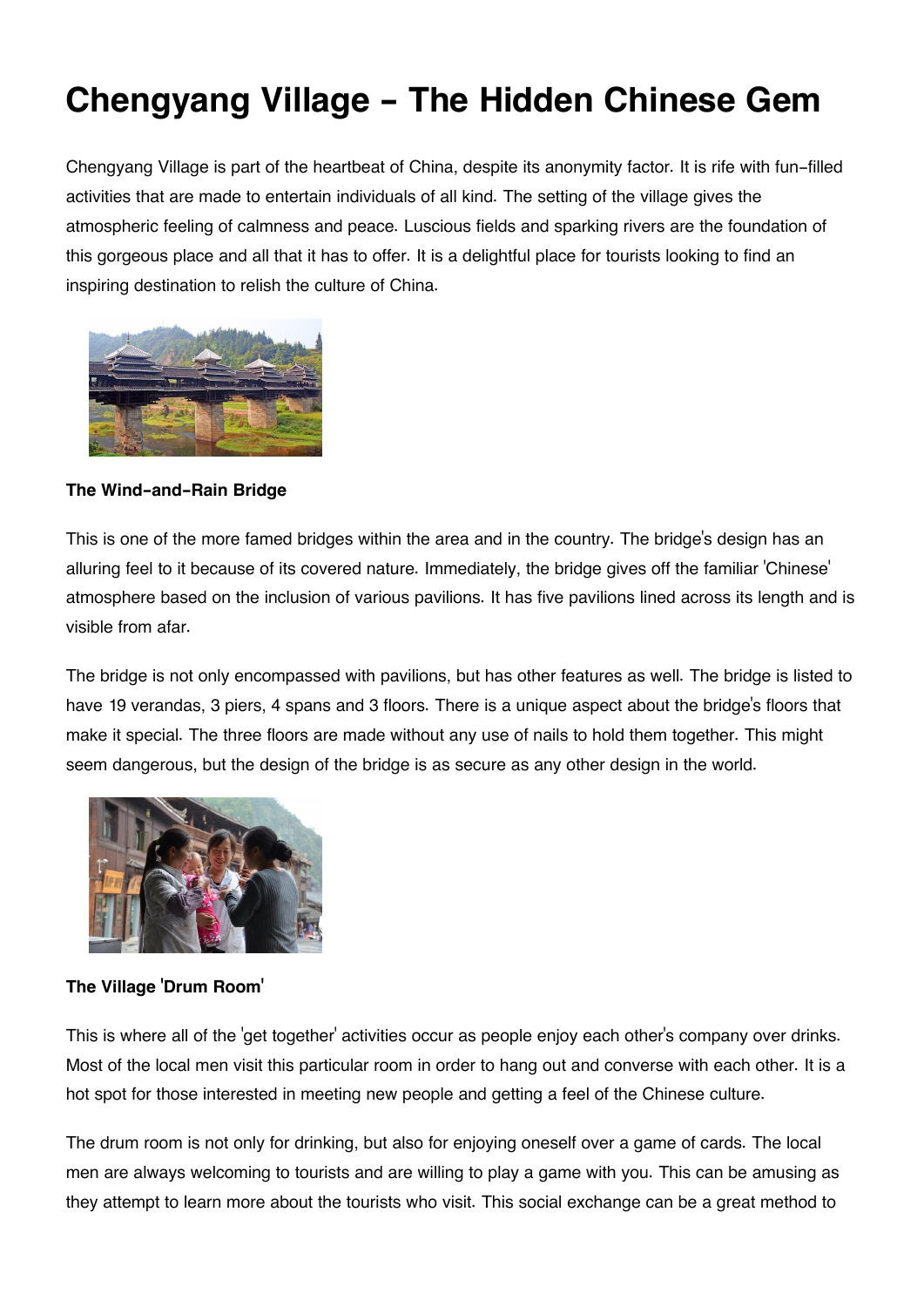# Chengyang Village - The Hidden Chinese Gem

Chengyang Village is part of the heartbeat of China, despite its anonymity factor. It is rife with fun-filled activities that are made to entertain individuals of all kind. The setting of the village gives the atmospheric feeling of calmness and peace. Luscious fields and sparking rivers are the foundation of this gorgeous place and all that it has to offer. It is a delightful place for tourists looking to find an inspiring destination to relish the culture of China.

**The Wind-and-Rain Bridge**

This is one of the more famed bridges within the area and in the country. The bridge's design has an alluring feel to it because of its covered nature. Immediately, the bridge gives off the familiar 'Chinese' atmosphere based on the inclusion of various pavilions. It has five pavilions lined across its length and is visible from afar.

The bridge is not only encompassed with pavilions, but has other features as well. The bridge is listed to have 19 verandas, 3 piers, 4 spans and 3 floors. There is a unique aspect about the bridge's floors that make it special. The three floors are made without any use of nails to hold them together. This might seem dangerous, but the design of the bridge is as secure as any other design in the world.

**The Village 'Drum Room'**

This is where all of the 'get together' activities occur as people enjoy each other's company over drinks. Most of the local men visit this particular room in order to hang out and converse with each other. It is a hot spot for those interested in meeting new people and getting a feel of the Chinese culture.

The drum room is not only for drinking, but also for enjoying oneself over a game of cards. The local men are always welcoming to tourists and are willing to play a game with you. This can be amusing as they attempt to learn more about the tourists who visit. This social exchange can be a great method to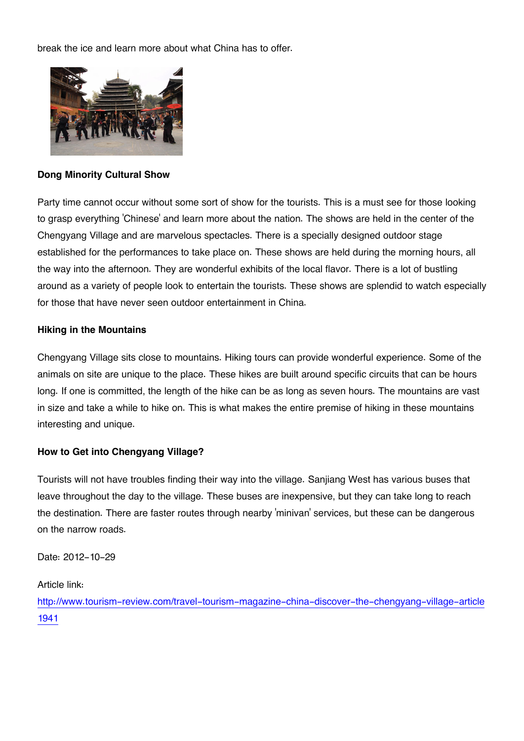break the ice and learn more about what China has to offer.

**Dong Minority Cultural Show**

Party time cannot occur without some sort of show for the tourists. This is a must see for those looking to grasp everything 'Chinese' and learn more about the nation. The shows are held in the center of the Chengyang Village and are marvelous spectacles. There is a specially designed outdoor stage established for the performances to take place on. These shows are held during the morning hours, all the way into the afternoon. They are wonderful exhibits of the local flavor. There is a lot of bustling around as a variety of people look to entertain the tourists. These shows are splendid to watch especially for those that have never seen outdoor entertainment in China.

**Hiking in the Mountains**

Chengyang Village sits close to mountains. Hiking tours can provide wonderful experience. Some of the animals on site are unique to the place. These hikes are built around specific circuits that can be hours long. If one is committed, the length of the hike can be as long as seven hours. The mountains are vast in size and take a while to hike on. This is what makes the entire premise of hiking in these mountains interesting and unique.

**How to Get into Chengyang Village?**

Tourists will not have troubles finding their way into the village. Sanjiang West has various buses that leave throughout the day to the village. These buses are inexpensive, but they can take long to reach the destination. There are faster routes through nearby 'minivan' services, but these can be dangerous on the narrow roads.

Date: 2012-10-29

Article link:
http://www.tourism-review.com/travel-tourism-magazine-china-discover-the-chengyang-village-article1941